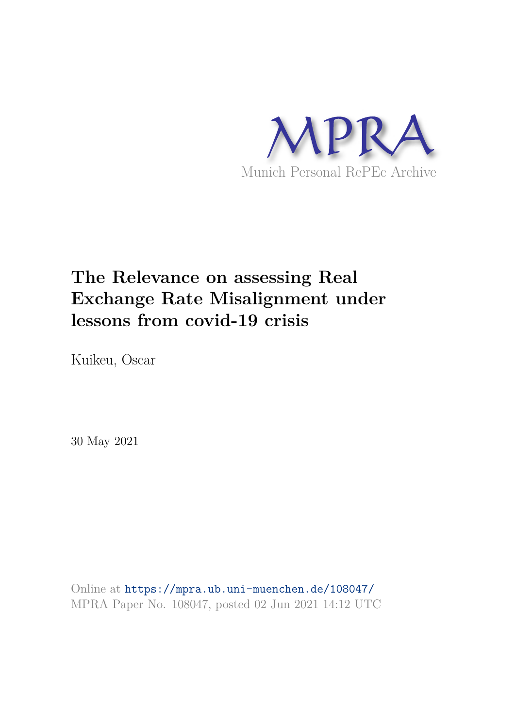# MPRA

Munich Personal RePEc Archive

# The Relevance on assessing Real Exchange Rate Misalignment under lessons from covid-19 crisis

Kuikeu, Oscar

30 May 2021

Online at https://mpra.ub.uni-muenchen.de/108047/
MPRA Paper No. 108047, posted 02 Jun 2021 14:12 UTC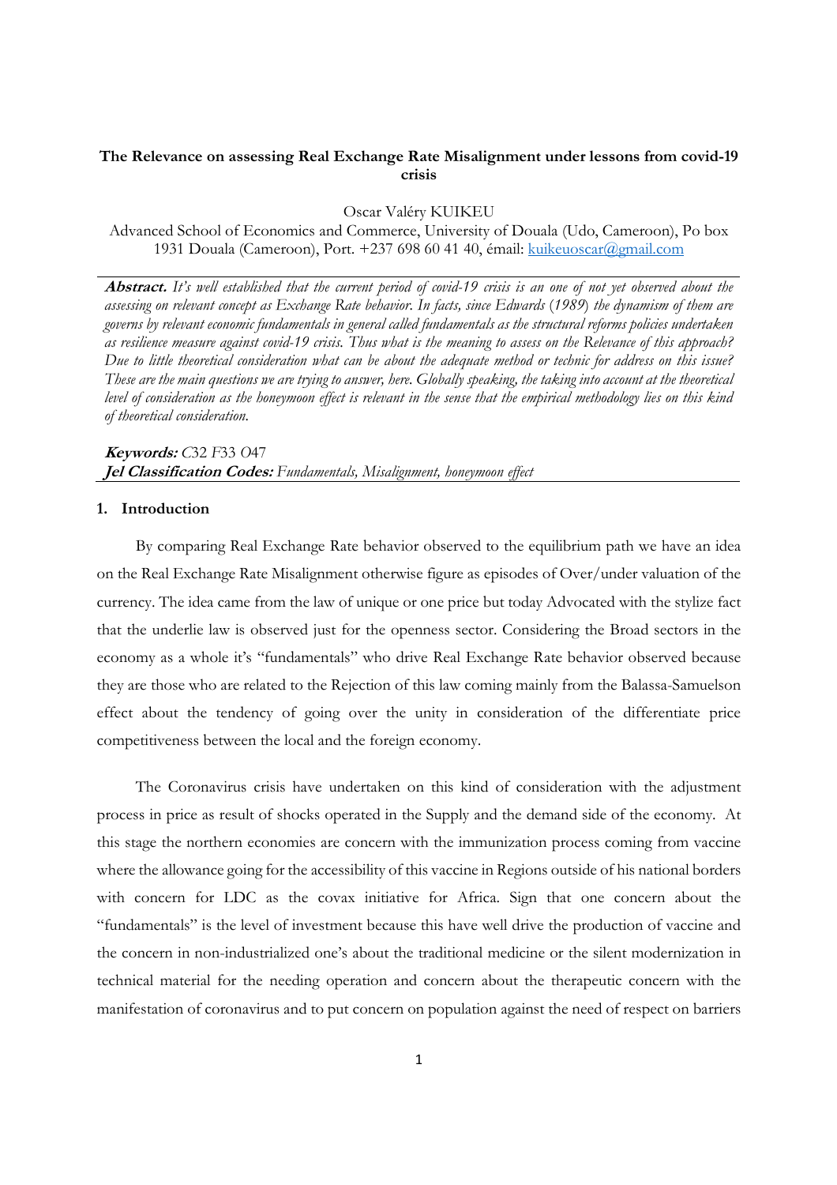**The Relevance on assessing Real Exchange Rate Misalignment under lessons from covid-19 crisis**

Oscar Valéry KUIKEU

Advanced School of Economics and Commerce, University of Douala (Udo, Cameroon), Po box 1931 Douala (Cameroon), Port. +237 698 60 41 40, émail: kuikeuoscar@gmail.com

***Abstract.*** *It's well established that the current period of covid-19 crisis is an one of not yet observed about the assessing on relevant concept as Exchange Rate behavior. In facts, since Edwards (1989) the dynamism of them are governs by relevant economic fundamentals in general called fundamentals as the structural reforms policies undertaken as resilience measure against covid-19 crisis. Thus what is the meaning to assess on the Relevance of this approach? Due to little theoretical consideration what can be about the adequate method or technic for address on this issue? These are the main questions we are trying to answer, here. Globally speaking, the taking into account at the theoretical level of consideration as the honeymoon effect is relevant in the sense that the empirical methodology lies on this kind of theoretical consideration.*

***Keywords:*** *C32 F33 O47*
***Jel Classification Codes:*** *Fundamentals, Misalignment, honeymoon effect*

## 1. Introduction

By comparing Real Exchange Rate behavior observed to the equilibrium path we have an idea on the Real Exchange Rate Misalignment otherwise figure as episodes of Over/under valuation of the currency. The idea came from the law of unique or one price but today Advocated with the stylize fact that the underlie law is observed just for the openness sector. Considering the Broad sectors in the economy as a whole it's "fundamentals" who drive Real Exchange Rate behavior observed because they are those who are related to the Rejection of this law coming mainly from the Balassa-Samuelson effect about the tendency of going over the unity in consideration of the differentiate price competitiveness between the local and the foreign economy.

The Coronavirus crisis have undertaken on this kind of consideration with the adjustment process in price as result of shocks operated in the Supply and the demand side of the economy. At this stage the northern economies are concern with the immunization process coming from vaccine where the allowance going for the accessibility of this vaccine in Regions outside of his national borders with concern for LDC as the covax initiative for Africa. Sign that one concern about the "fundamentals" is the level of investment because this have well drive the production of vaccine and the concern in non-industrialized one's about the traditional medicine or the silent modernization in technical material for the needing operation and concern about the therapeutic concern with the manifestation of coronavirus and to put concern on population against the need of respect on barriers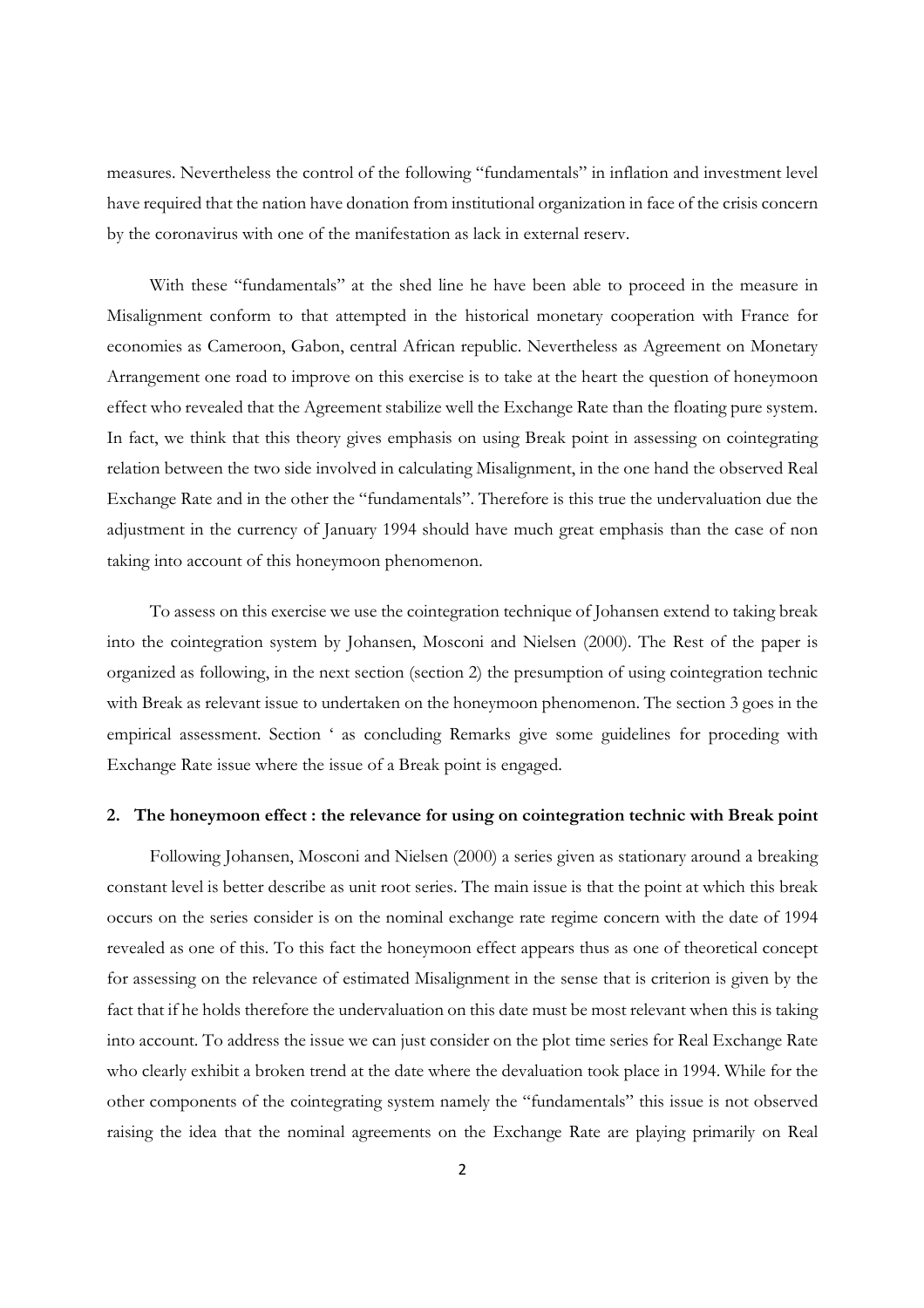measures. Nevertheless the control of the following "fundamentals" in inflation and investment level have required that the nation have donation from institutional organization in face of the crisis concern by the coronavirus with one of the manifestation as lack in external reserv.

With these "fundamentals" at the shed line he have been able to proceed in the measure in Misalignment conform to that attempted in the historical monetary cooperation with France for economies as Cameroon, Gabon, central African republic. Nevertheless as Agreement on Monetary Arrangement one road to improve on this exercise is to take at the heart the question of honeymoon effect who revealed that the Agreement stabilize well the Exchange Rate than the floating pure system. In fact, we think that this theory gives emphasis on using Break point in assessing on cointegrating relation between the two side involved in calculating Misalignment, in the one hand the observed Real Exchange Rate and in the other the "fundamentals". Therefore is this true the undervaluation due the adjustment in the currency of January 1994 should have much great emphasis than the case of non taking into account of this honeymoon phenomenon.

To assess on this exercise we use the cointegration technique of Johansen extend to taking break into the cointegration system by Johansen, Mosconi and Nielsen (2000). The Rest of the paper is organized as following, in the next section (section 2) the presumption of using cointegration technic with Break as relevant issue to undertaken on the honeymoon phenomenon. The section 3 goes in the empirical assessment. Section ' as concluding Remarks give some guidelines for proceding with Exchange Rate issue where the issue of a Break point is engaged.

## 2. The honeymoon effect : the relevance for using on cointegration technic with Break point

Following Johansen, Mosconi and Nielsen (2000) a series given as stationary around a breaking constant level is better describe as unit root series. The main issue is that the point at which this break occurs on the series consider is on the nominal exchange rate regime concern with the date of 1994 revealed as one of this. To this fact the honeymoon effect appears thus as one of theoretical concept for assessing on the relevance of estimated Misalignment in the sense that is criterion is given by the fact that if he holds therefore the undervaluation on this date must be most relevant when this is taking into account. To address the issue we can just consider on the plot time series for Real Exchange Rate who clearly exhibit a broken trend at the date where the devaluation took place in 1994. While for the other components of the cointegrating system namely the "fundamentals" this issue is not observed raising the idea that the nominal agreements on the Exchange Rate are playing primarily on Real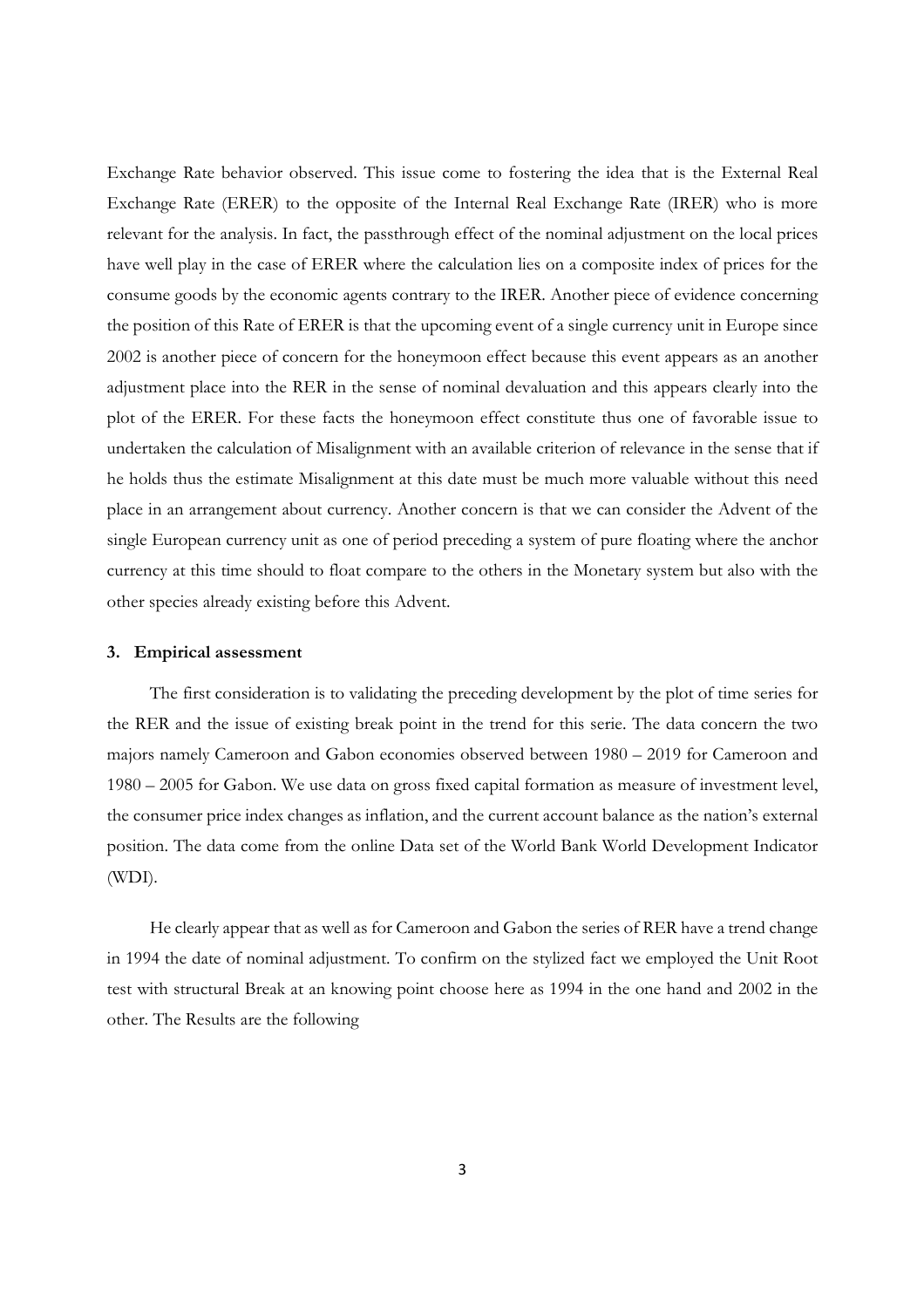Exchange Rate behavior observed. This issue come to fostering the idea that is the External Real Exchange Rate (ERER) to the opposite of the Internal Real Exchange Rate (IRER) who is more relevant for the analysis. In fact, the passthrough effect of the nominal adjustment on the local prices have well play in the case of ERER where the calculation lies on a composite index of prices for the consume goods by the economic agents contrary to the IRER. Another piece of evidence concerning the position of this Rate of ERER is that the upcoming event of a single currency unit in Europe since 2002 is another piece of concern for the honeymoon effect because this event appears as an another adjustment place into the RER in the sense of nominal devaluation and this appears clearly into the plot of the ERER. For these facts the honeymoon effect constitute thus one of favorable issue to undertaken the calculation of Misalignment with an available criterion of relevance in the sense that if he holds thus the estimate Misalignment at this date must be much more valuable without this need place in an arrangement about currency. Another concern is that we can consider the Advent of the single European currency unit as one of period preceding a system of pure floating where the anchor currency at this time should to float compare to the others in the Monetary system but also with the other species already existing before this Advent.

### 3. Empirical assessment

The first consideration is to validating the preceding development by the plot of time series for the RER and the issue of existing break point in the trend for this serie. The data concern the two majors namely Cameroon and Gabon economies observed between 1980 – 2019 for Cameroon and 1980 – 2005 for Gabon. We use data on gross fixed capital formation as measure of investment level, the consumer price index changes as inflation, and the current account balance as the nation's external position. The data come from the online Data set of the World Bank World Development Indicator (WDI).

He clearly appear that as well as for Cameroon and Gabon the series of RER have a trend change in 1994 the date of nominal adjustment. To confirm on the stylized fact we employed the Unit Root test with structural Break at an knowing point choose here as 1994 in the one hand and 2002 in the other. The Results are the following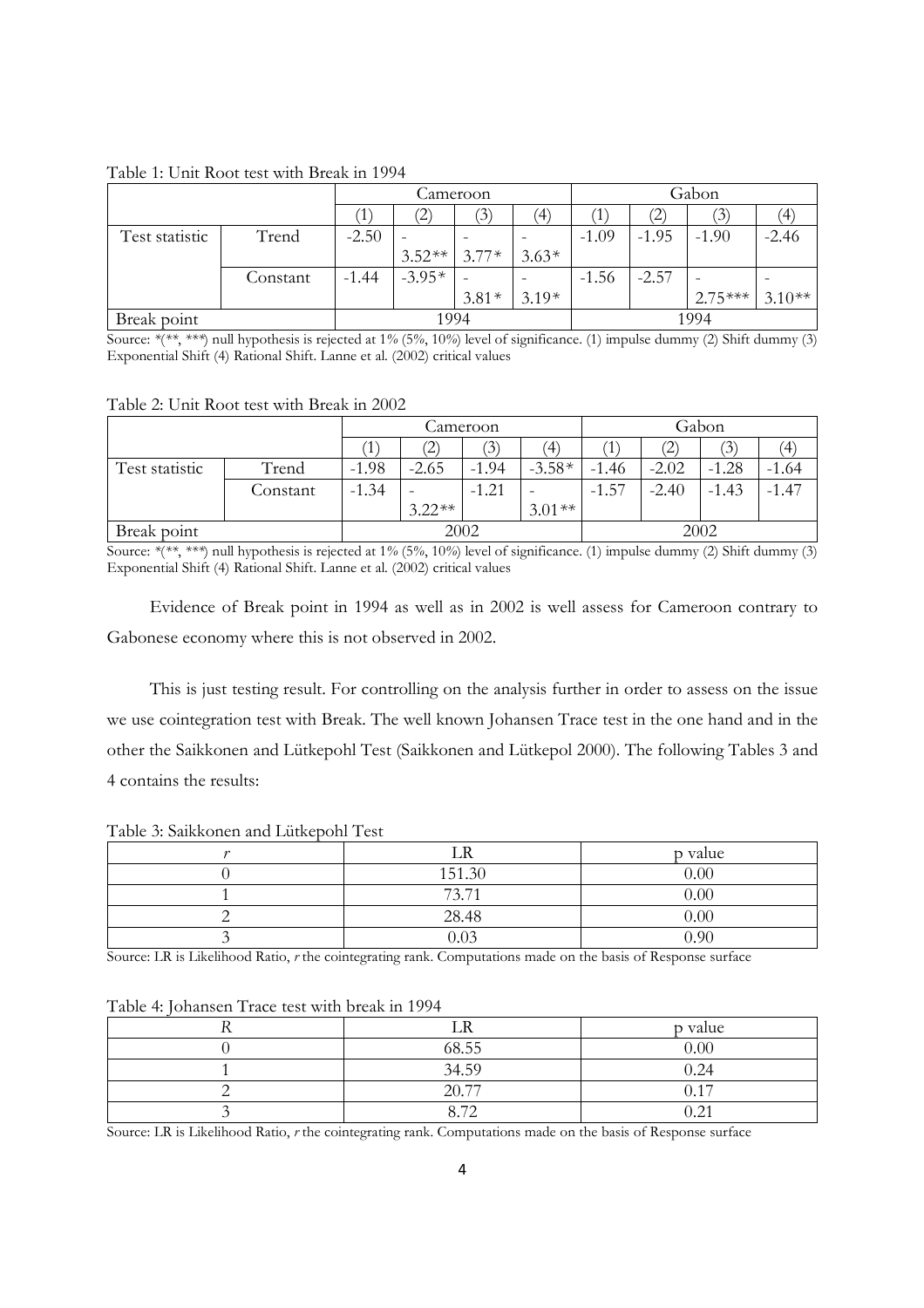Table 1: Unit Root test with Break in 1994

| | | Cameroon | | | | Gabon | | | |
|---|---|---|---|---|---|---|---|---|---|
| | | (1) | (2) | (3) | (4) | (1) | (2) | (3) | (4) |
| Test statistic | Trend | -2.50 | -3.52** | -3.77* | -3.63* | -1.09 | -1.95 | -1.90 | -2.46 |
| | Constant | -1.44 | -3.95* | -3.81* | -3.19* | -1.56 | -2.57 | -2.75*** | -3.10** |
| Break point | | 1994 | | | | 1994 | | | |

Source: *(**, ***) null hypothesis is rejected at 1% (5%, 10%) level of significance. (1) impulse dummy (2) Shift dummy (3) Exponential Shift (4) Rational Shift. Lanne et al. (2002) critical values

Table 2: Unit Root test with Break in 2002

| | | Cameroon | | | | Gabon | | | |
|---|---|---|---|---|---|---|---|---|---|
| | | (1) | (2) | (3) | (4) | (1) | (2) | (3) | (4) |
| Test statistic | Trend | -1.98 | -2.65 | -1.94 | -3.58* | -1.46 | -2.02 | -1.28 | -1.64 |
| | Constant | -1.34 | -3.22** | -1.21 | -3.01** | -1.57 | -2.40 | -1.43 | -1.47 |
| Break point | | 2002 | | | | 2002 | | | |

Source: *(**, ***) null hypothesis is rejected at 1% (5%, 10%) level of significance. (1) impulse dummy (2) Shift dummy (3) Exponential Shift (4) Rational Shift. Lanne et al. (2002) critical values

Evidence of Break point in 1994 as well as in 2002 is well assess for Cameroon contrary to Gabonese economy where this is not observed in 2002.

This is just testing result. For controlling on the analysis further in order to assess on the issue we use cointegration test with Break. The well known Johansen Trace test in the one hand and in the other the Saikkonen and Lütkepohl Test (Saikkonen and Lütkepol 2000). The following Tables 3 and 4 contains the results:

Table 3: Saikkonen and Lütkepohl Test

| $r$ | LR | p value |
|---|---|---|
| 0 | 151.30 | 0.00 |
| 1 | 73.71 | 0.00 |
| 2 | 28.48 | 0.00 |
| 3 | 0.03 | 0.90 |

Source: LR is Likelihood Ratio, $r$ the cointegrating rank. Computations made on the basis of Response surface

Table 4: Johansen Trace test with break in 1994

| $R$ | LR | p value |
|---|---|---|
| 0 | 68.55 | 0.00 |
| 1 | 34.59 | 0.24 |
| 2 | 20.77 | 0.17 |
| 3 | 8.72 | 0.21 |

Source: LR is Likelihood Ratio, $r$ the cointegrating rank. Computations made on the basis of Response surface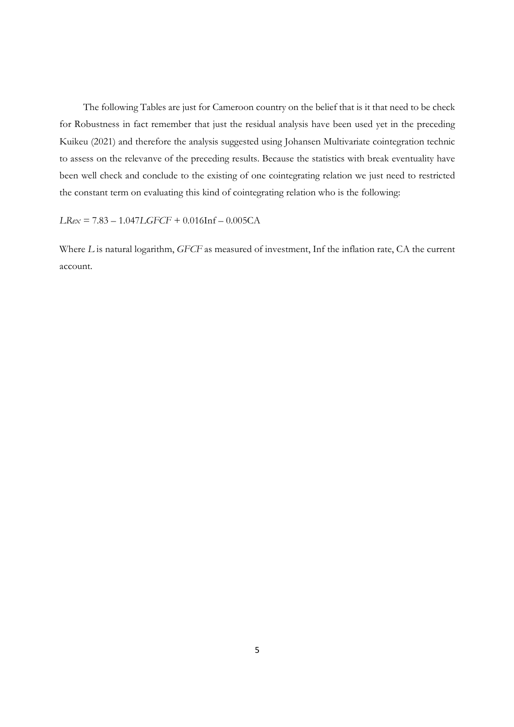The following Tables are just for Cameroon country on the belief that is it that need to be check for Robustness in fact remember that just the residual analysis have been used yet in the preceding Kuikeu (2021) and therefore the analysis suggested using Johansen Multivariate cointegration technic to assess on the relevanve of the preceding results. Because the statistics with break eventuality have been well check and conclude to the existing of one cointegrating relation we just need to restricted the constant term on evaluating this kind of cointegrating relation who is the following:

$LRex = 7.83 - 1.047LGFCF + 0.016\text{Inf} - 0.005\text{CA}$

Where $L$ is natural logarithm, $GFCF$ as measured of investment, Inf the inflation rate, CA the current account.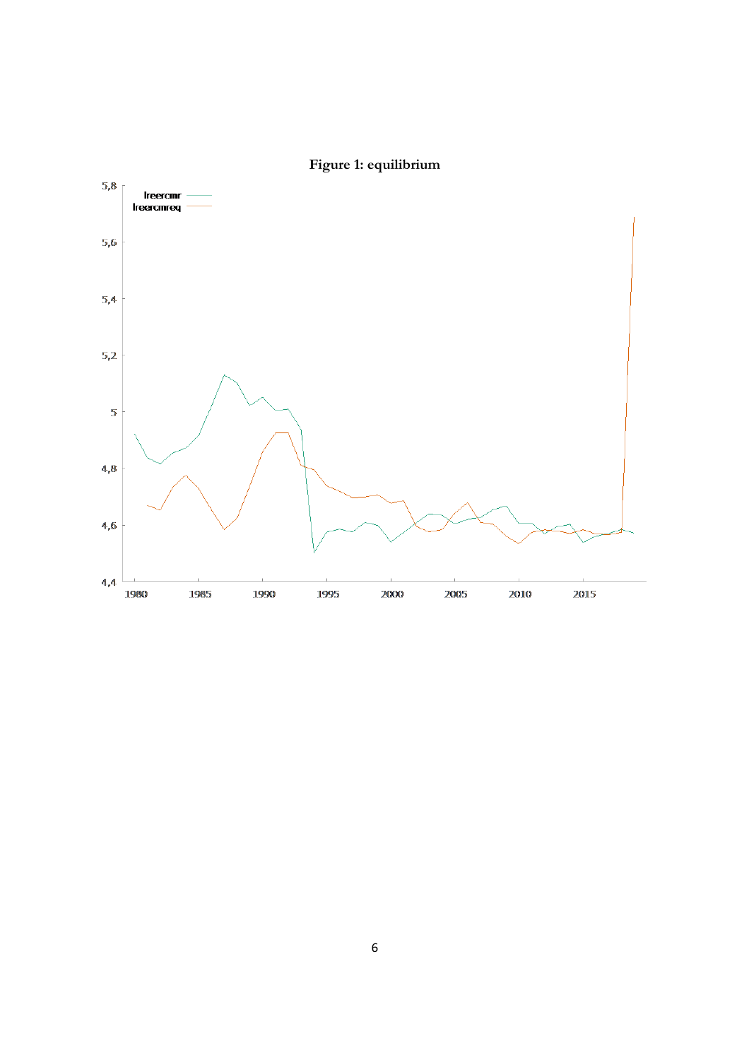**Figure 1: equilibrium**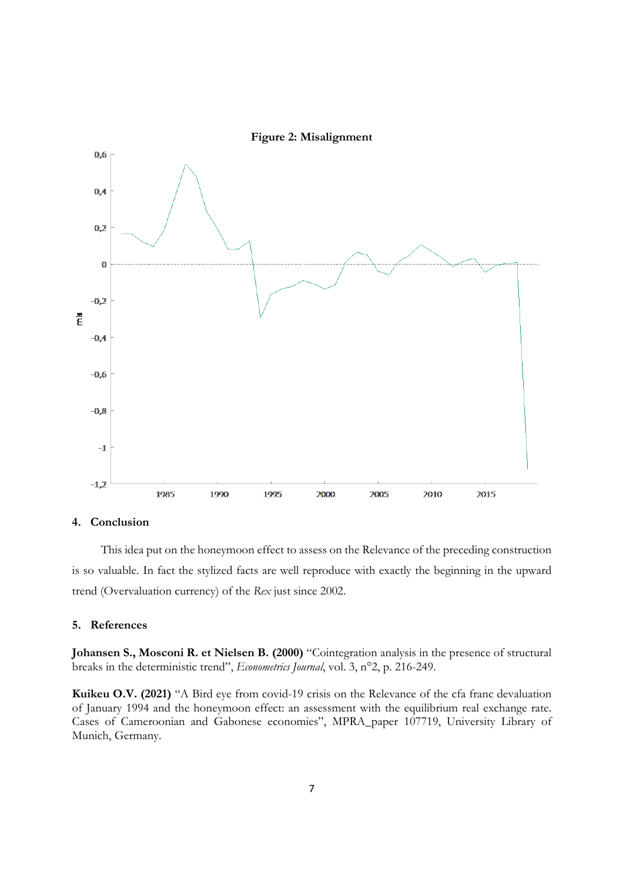**Figure 2: Misalignment**

### 4. Conclusion

This idea put on the honeymoon effect to assess on the Relevance of the preceding construction is so valuable. In fact the stylized facts are well reproduce with exactly the beginning in the upward trend (Overvaluation currency) of the *Rex* just since 2002.

### 5. References

**Johansen S., Mosconi R. et Nielsen B. (2000)** "Cointegration analysis in the presence of structural breaks in the deterministic trend", *Econometrics Journal*, vol. 3, n°2, p. 216-249.

**Kuikeu O.V. (2021)** "A Bird eye from covid-19 crisis on the Relevance of the cfa franc devaluation of January 1994 and the honeymoon effect: an assessment with the equilibrium real exchange rate. Cases of Cameroonian and Gabonese economies", MPRA_paper 107719, University Library of Munich, Germany.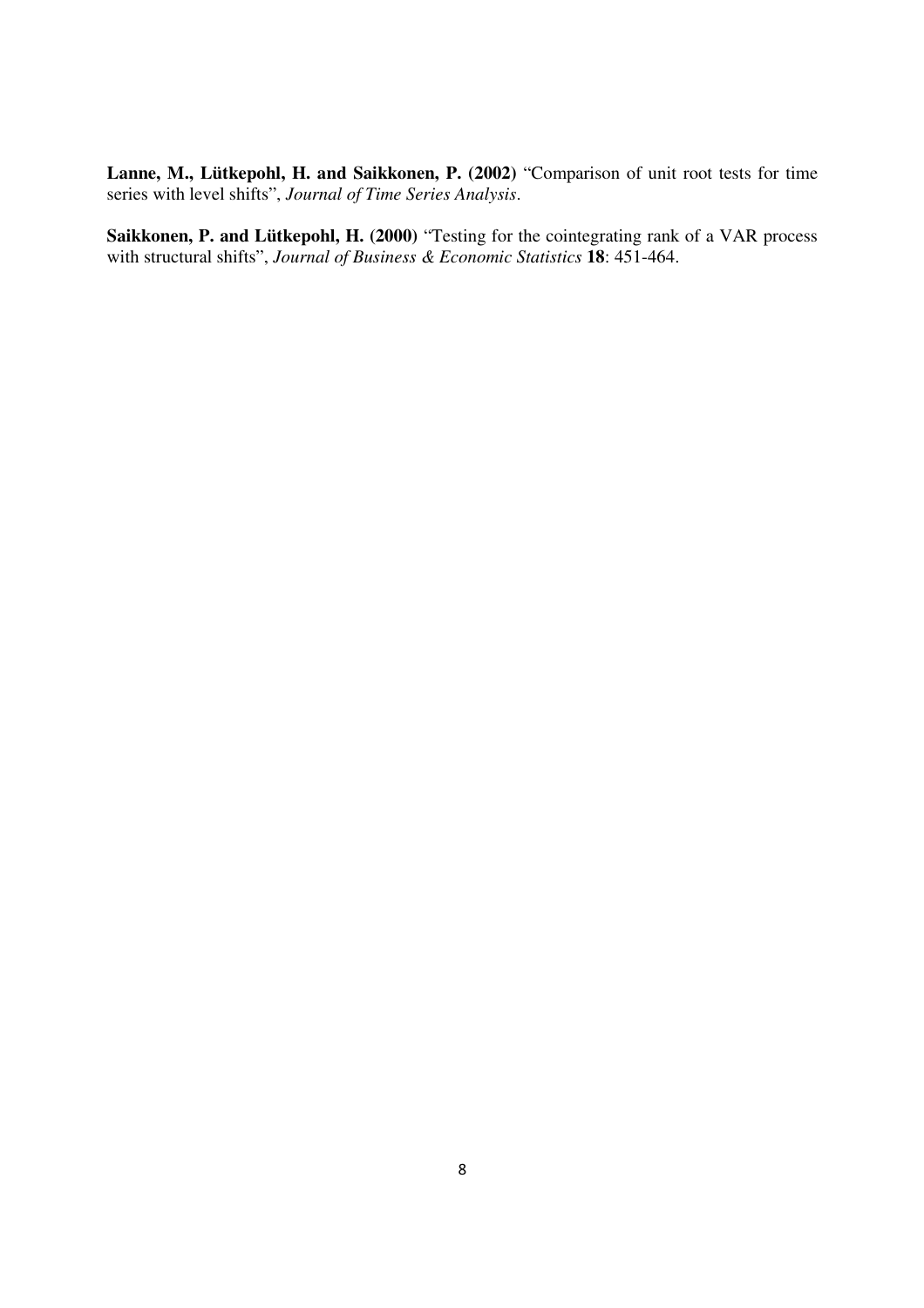**Lanne, M., Lütkepohl, H. and Saikkonen, P. (2002)** "Comparison of unit root tests for time series with level shifts", *Journal of Time Series Analysis*.

**Saikkonen, P. and Lütkepohl, H. (2000)** "Testing for the cointegrating rank of a VAR process with structural shifts", *Journal of Business & Economic Statistics* **18**: 451-464.